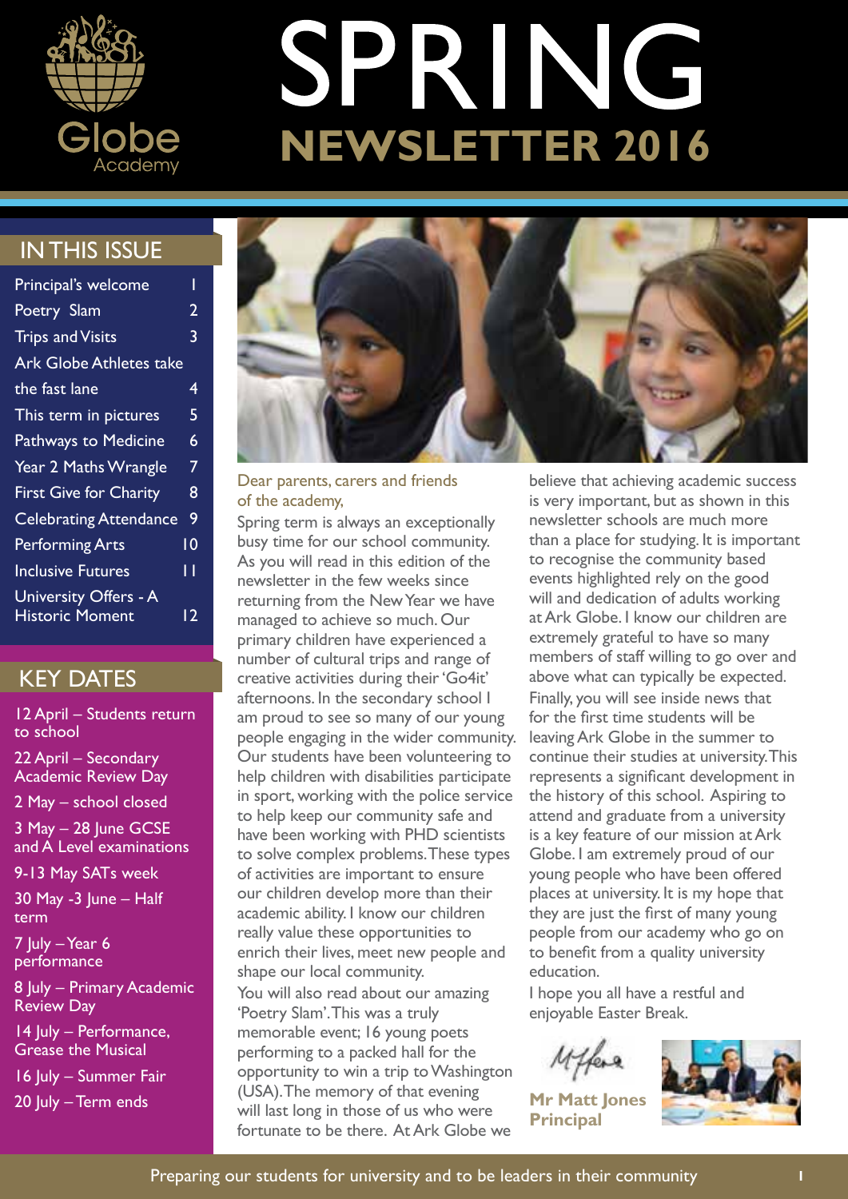# SPRING NEWSLETTER 2016

Globe Academy

## IN THIS ISSUE

| | |
|---|---|
| Principal's welcome | 1 |
| Poetry Slam | 2 |
| Trips and Visits | 3 |
| Ark Globe Athletes take the fast lane | 4 |
| This term in pictures | 5 |
| Pathways to Medicine | 6 |
| Year 2 Maths Wrangle | 7 |
| First Give for Charity | 8 |
| Celebrating Attendance | 9 |
| Performing Arts | 10 |
| Inclusive Futures | 11 |
| University Offers - A Historic Moment | 12 |

## KEY DATES

- 12 April – Students return to school
- 22 April – Secondary Academic Review Day
- 2 May – school closed
- 3 May – 28 June GCSE and A Level examinations
- 9-13 May SATs week
- 30 May -3 June – Half term
- 7 July – Year 6 performance
- 8 July – Primary Academic Review Day
- 14 July – Performance, Grease the Musical
- 16 July – Summer Fair
- 20 July – Term ends

Dear parents, carers and friends of the academy,

Spring term is always an exceptionally busy time for our school community. As you will read in this edition of the newsletter in the few weeks since returning from the New Year we have managed to achieve so much. Our primary children have experienced a number of cultural trips and range of creative activities during their 'Go4it' afternoons. In the secondary school I am proud to see so many of our young people engaging in the wider community. Our students have been volunteering to help children with disabilities participate in sport, working with the police service to help keep our community safe and have been working with PHD scientists to solve complex problems. These types of activities are important to ensure our children develop more than their academic ability. I know our children really value these opportunities to enrich their lives, meet new people and shape our local community.

You will also read about our amazing 'Poetry Slam'. This was a truly memorable event; 16 young poets performing to a packed hall for the opportunity to win a trip to Washington (USA). The memory of that evening will last long in those of us who were fortunate to be there. At Ark Globe we believe that achieving academic success is very important, but as shown in this newsletter schools are much more than a place for studying. It is important to recognise the community based events highlighted rely on the good will and dedication of adults working at Ark Globe. I know our children are extremely grateful to have so many members of staff willing to go over and above what can typically be expected.

Finally, you will see inside news that for the first time students will be leaving Ark Globe in the summer to continue their studies at university. This represents a significant development in the history of this school. Aspiring to attend and graduate from a university is a key feature of our mission at Ark Globe. I am extremely proud of our young people who have been offered places at university. It is my hope that they are just the first of many young people from our academy who go on to benefit from a quality university education.

I hope you all have a restful and enjoyable Easter Break.

**Mr Matt Jones**
**Principal**

Preparing our students for university and to be leaders in their community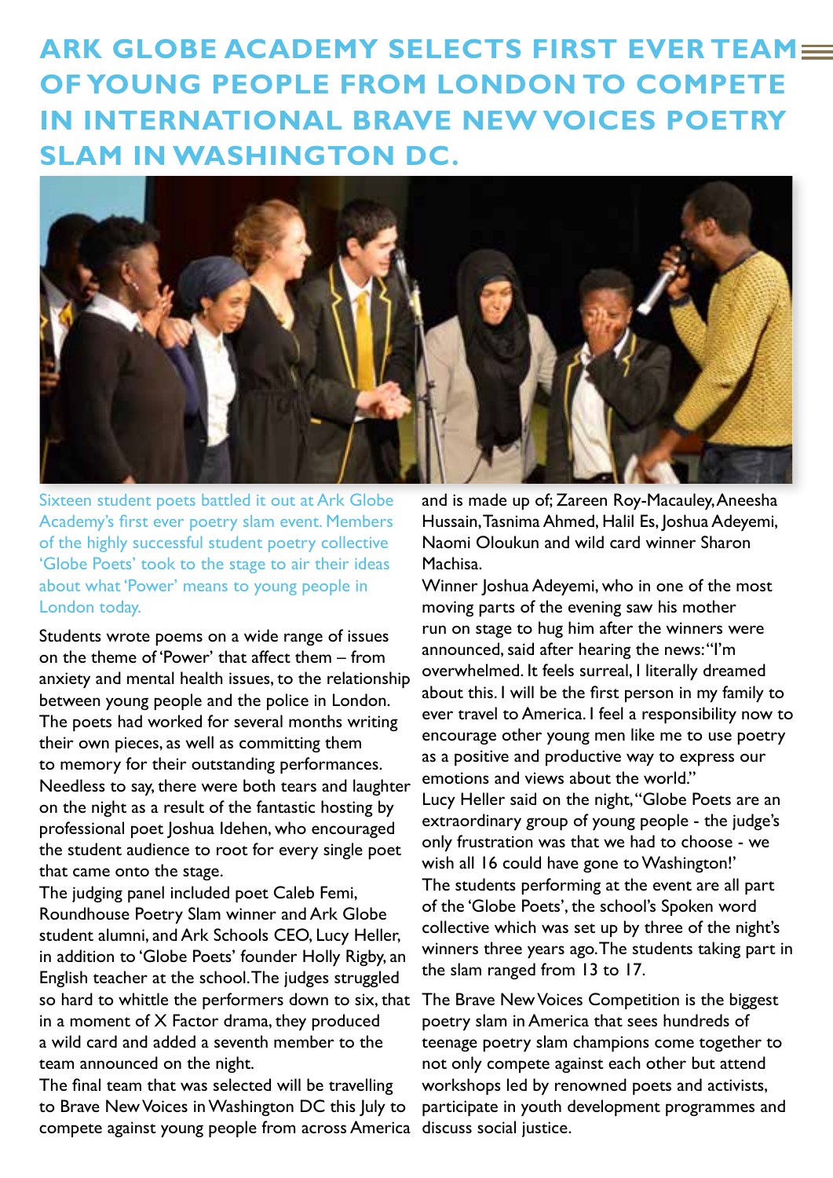# ARK GLOBE ACADEMY SELECTS FIRST EVER TEAM OF YOUNG PEOPLE FROM LONDON TO COMPETE IN INTERNATIONAL BRAVE NEW VOICES POETRY SLAM IN WASHINGTON DC.

Sixteen student poets battled it out at Ark Globe Academy's first ever poetry slam event. Members of the highly successful student poetry collective 'Globe Poets' took to the stage to air their ideas about what 'Power' means to young people in London today.

Students wrote poems on a wide range of issues on the theme of 'Power' that affect them – from anxiety and mental health issues, to the relationship between young people and the police in London. The poets had worked for several months writing their own pieces, as well as committing them to memory for their outstanding performances. Needless to say, there were both tears and laughter on the night as a result of the fantastic hosting by professional poet Joshua Idehen, who encouraged the student audience to root for every single poet that came onto the stage.

The judging panel included poet Caleb Femi, Roundhouse Poetry Slam winner and Ark Globe student alumni, and Ark Schools CEO, Lucy Heller, in addition to 'Globe Poets' founder Holly Rigby, an English teacher at the school. The judges struggled so hard to whittle the performers down to six, that in a moment of X Factor drama, they produced a wild card and added a seventh member to the team announced on the night.

The final team that was selected will be travelling to Brave New Voices in Washington DC this July to compete against young people from across America and is made up of; Zareen Roy-Macauley, Aneesha Hussain, Tasnima Ahmed, Halil Es, Joshua Adeyemi, Naomi Oloukun and wild card winner Sharon Machisa.

Winner Joshua Adeyemi, who in one of the most moving parts of the evening saw his mother run on stage to hug him after the winners were announced, said after hearing the news: "I'm overwhelmed. It feels surreal, I literally dreamed about this. I will be the first person in my family to ever travel to America. I feel a responsibility now to encourage other young men like me to use poetry as a positive and productive way to express our emotions and views about the world."

Lucy Heller said on the night, "Globe Poets are an extraordinary group of young people - the judge's only frustration was that we had to choose - we wish all 16 could have gone to Washington!'

The students performing at the event are all part of the 'Globe Poets', the school's Spoken word collective which was set up by three of the night's winners three years ago. The students taking part in the slam ranged from 13 to 17.

The Brave New Voices Competition is the biggest poetry slam in America that sees hundreds of teenage poetry slam champions come together to not only compete against each other but attend workshops led by renowned poets and activists, participate in youth development programmes and discuss social justice.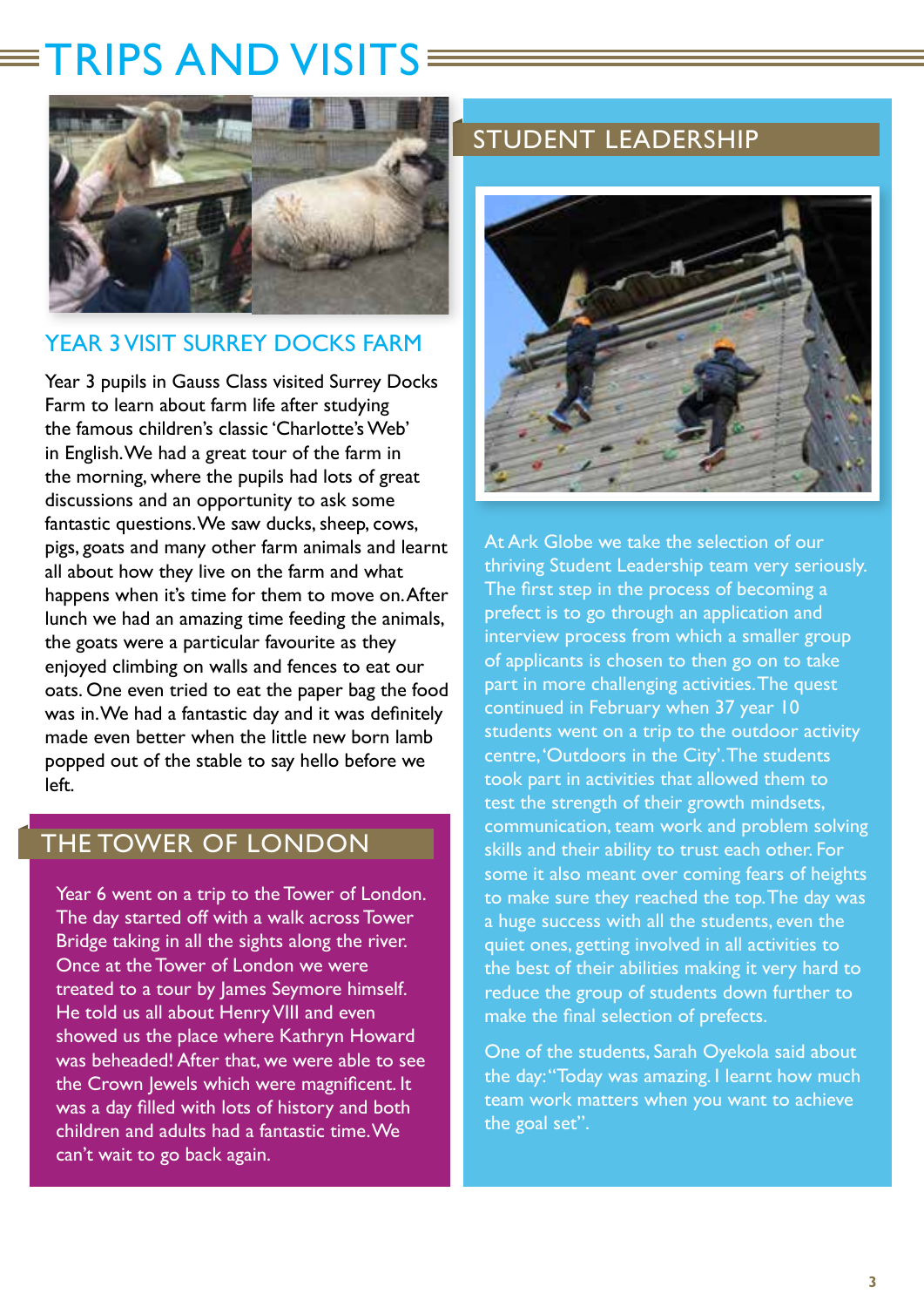# TRIPS AND VISITS

## YEAR 3 VISIT SURREY DOCKS FARM

Year 3 pupils in Gauss Class visited Surrey Docks Farm to learn about farm life after studying the famous children's classic 'Charlotte's Web' in English. We had a great tour of the farm in the morning, where the pupils had lots of great discussions and an opportunity to ask some fantastic questions. We saw ducks, sheep, cows, pigs, goats and many other farm animals and learnt all about how they live on the farm and what happens when it's time for them to move on. After lunch we had an amazing time feeding the animals, the goats were a particular favourite as they enjoyed climbing on walls and fences to eat our oats. One even tried to eat the paper bag the food was in. We had a fantastic day and it was definitely made even better when the little new born lamb popped out of the stable to say hello before we left.

## THE TOWER OF LONDON

Year 6 went on a trip to the Tower of London. The day started off with a walk across Tower Bridge taking in all the sights along the river. Once at the Tower of London we were treated to a tour by James Seymore himself. He told us all about Henry VIII and even showed us the place where Kathryn Howard was beheaded! After that, we were able to see the Crown Jewels which were magnificent. It was a day filled with lots of history and both children and adults had a fantastic time. We can't wait to go back again.

## STUDENT LEADERSHIP

At Ark Globe we take the selection of our thriving Student Leadership team very seriously. The first step in the process of becoming a prefect is to go through an application and interview process from which a smaller group of applicants is chosen to then go on to take part in more challenging activities. The quest continued in February when 37 year 10 students went on a trip to the outdoor activity centre, 'Outdoors in the City'. The students took part in activities that allowed them to test the strength of their growth mindsets, communication, team work and problem solving skills and their ability to trust each other. For some it also meant over coming fears of heights to make sure they reached the top. The day was a huge success with all the students, even the quiet ones, getting involved in all activities to the best of their abilities making it very hard to reduce the group of students down further to make the final selection of prefects.

One of the students, Sarah Oyekola said about the day: "Today was amazing. I learnt how much team work matters when you want to achieve the goal set".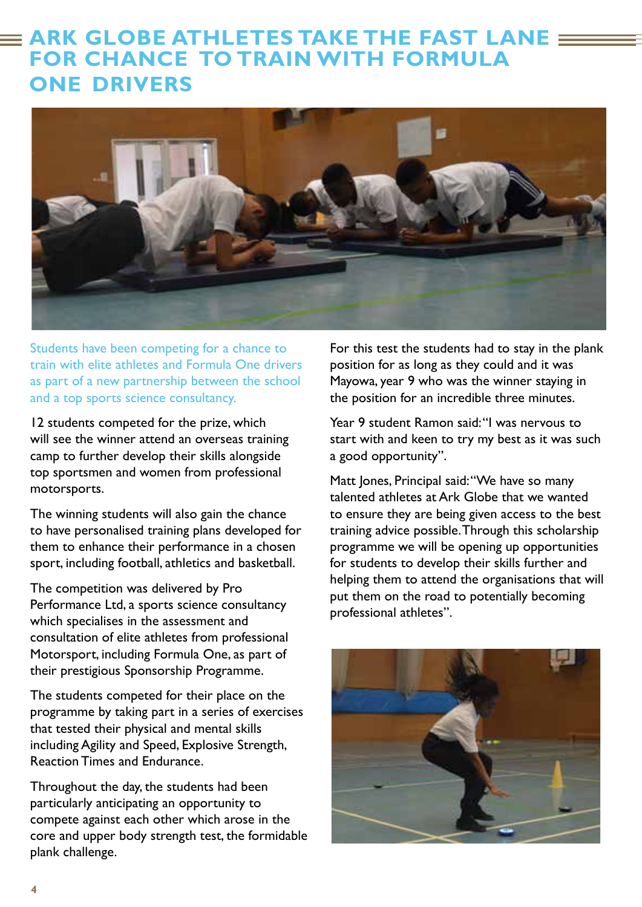# ARK GLOBE ATHLETES TAKE THE FAST LANE FOR CHANCE TO TRAIN WITH FORMULA ONE DRIVERS

Students have been competing for a chance to train with elite athletes and Formula One drivers as part of a new partnership between the school and a top sports science consultancy.

12 students competed for the prize, which will see the winner attend an overseas training camp to further develop their skills alongside top sportsmen and women from professional motorsports.

The winning students will also gain the chance to have personalised training plans developed for them to enhance their performance in a chosen sport, including football, athletics and basketball.

The competition was delivered by Pro Performance Ltd, a sports science consultancy which specialises in the assessment and consultation of elite athletes from professional Motorsport, including Formula One, as part of their prestigious Sponsorship Programme.

The students competed for their place on the programme by taking part in a series of exercises that tested their physical and mental skills including Agility and Speed, Explosive Strength, Reaction Times and Endurance.

Throughout the day, the students had been particularly anticipating an opportunity to compete against each other which arose in the core and upper body strength test, the formidable plank challenge.

For this test the students had to stay in the plank position for as long as they could and it was Mayowa, year 9 who was the winner staying in the position for an incredible three minutes.

Year 9 student Ramon said: "I was nervous to start with and keen to try my best as it was such a good opportunity".

Matt Jones, Principal said: "We have so many talented athletes at Ark Globe that we wanted to ensure they are being given access to the best training advice possible. Through this scholarship programme we will be opening up opportunities for students to develop their skills further and helping them to attend the organisations that will put them on the road to potentially becoming professional athletes".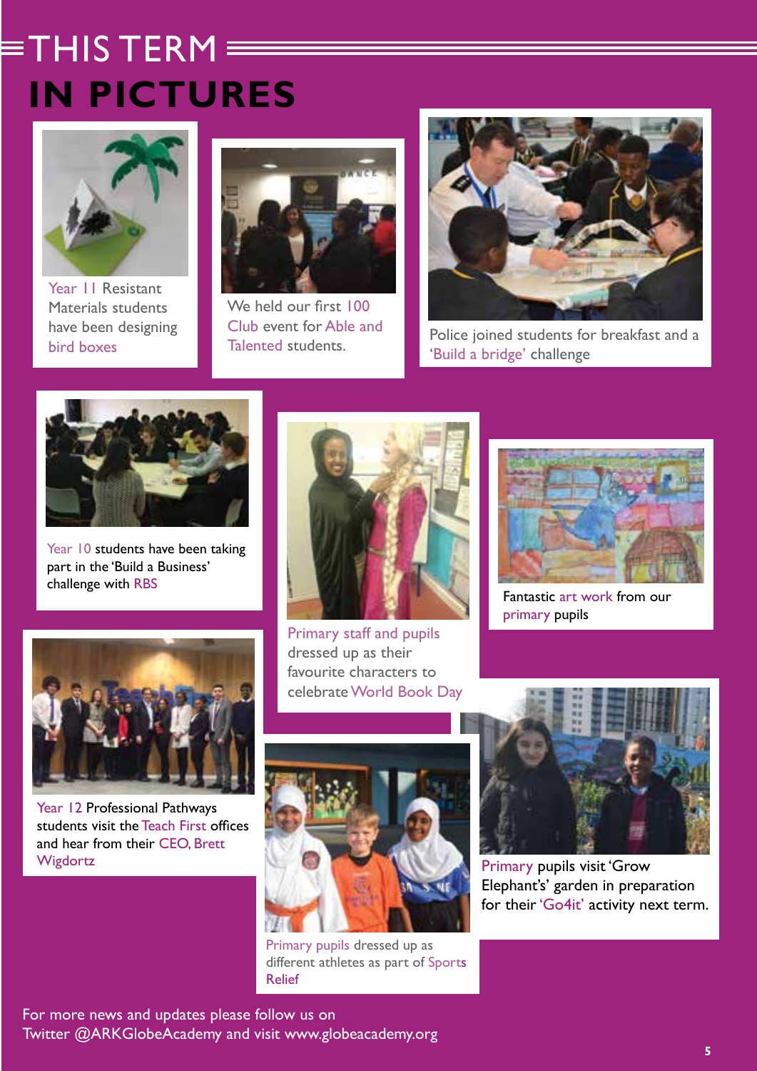# THIS TERM IN PICTURES

Year 11 Resistant Materials students have been designing bird boxes

We held our first 100 Club event for Able and Talented students.

Police joined students for breakfast and a 'Build a bridge' challenge

Year 10 students have been taking part in the 'Build a Business' challenge with RBS

Primary staff and pupils dressed up as their favourite characters to celebrate World Book Day

Fantastic art work from our primary pupils

Year 12 Professional Pathways students visit the Teach First offices and hear from their CEO, Brett Wigdortz

Primary pupils dressed up as different athletes as part of Sports Relief

Primary pupils visit 'Grow Elephant's' garden in preparation for their 'Go4it' activity next term.

For more news and updates please follow us on Twitter @ARKGlobeAcademy and visit www.globeacademy.org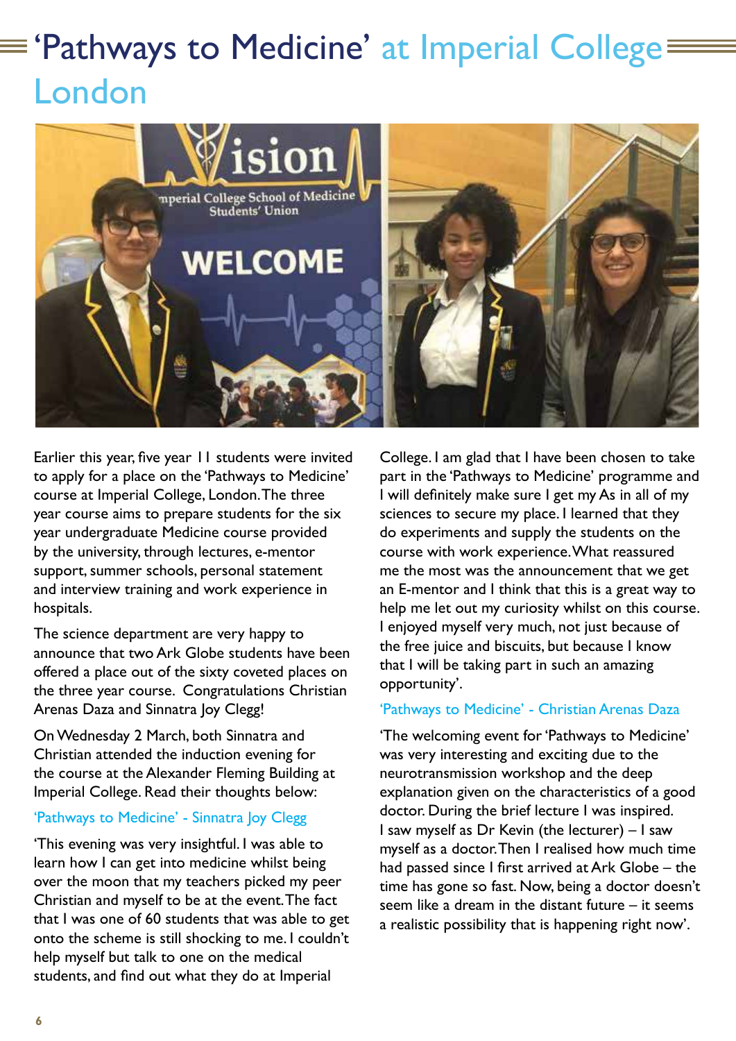# 'Pathways to Medicine' at Imperial College London

Earlier this year, five year 11 students were invited to apply for a place on the 'Pathways to Medicine' course at Imperial College, London. The three year course aims to prepare students for the six year undergraduate Medicine course provided by the university, through lectures, e-mentor support, summer schools, personal statement and interview training and work experience in hospitals.

The science department are very happy to announce that two Ark Globe students have been offered a place out of the sixty coveted places on the three year course. Congratulations Christian Arenas Daza and Sinnatra Joy Clegg!

On Wednesday 2 March, both Sinnatra and Christian attended the induction evening for the course at the Alexander Fleming Building at Imperial College. Read their thoughts below:

## 'Pathways to Medicine' - Sinnatra Joy Clegg

'This evening was very insightful. I was able to learn how I can get into medicine whilst being over the moon that my teachers picked my peer Christian and myself to be at the event. The fact that I was one of 60 students that was able to get onto the scheme is still shocking to me. I couldn't help myself but talk to one on the medical students, and find out what they do at Imperial College. I am glad that I have been chosen to take part in the 'Pathways to Medicine' programme and I will definitely make sure I get my As in all of my sciences to secure my place. I learned that they do experiments and supply the students on the course with work experience. What reassured me the most was the announcement that we get an E-mentor and I think that this is a great way to help me let out my curiosity whilst on this course. I enjoyed myself very much, not just because of the free juice and biscuits, but because I know that I will be taking part in such an amazing opportunity'.

## 'Pathways to Medicine' - Christian Arenas Daza

'The welcoming event for 'Pathways to Medicine' was very interesting and exciting due to the neurotransmission workshop and the deep explanation given on the characteristics of a good doctor. During the brief lecture I was inspired. I saw myself as Dr Kevin (the lecturer) – I saw myself as a doctor. Then I realised how much time had passed since I first arrived at Ark Globe – the time has gone so fast. Now, being a doctor doesn't seem like a dream in the distant future – it seems a realistic possibility that is happening right now'.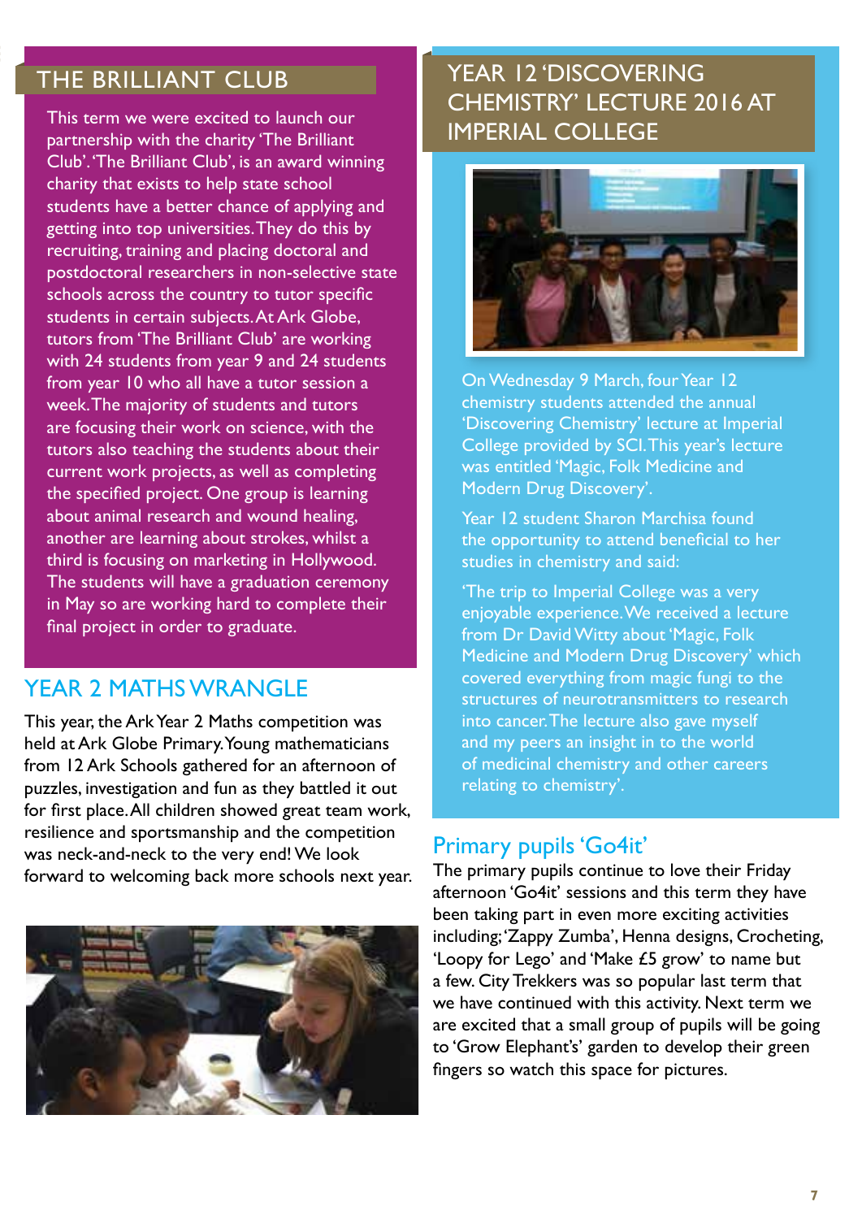## THE BRILLIANT CLUB

This term we were excited to launch our partnership with the charity 'The Brilliant Club'. 'The Brilliant Club', is an award winning charity that exists to help state school students have a better chance of applying and getting into top universities. They do this by recruiting, training and placing doctoral and postdoctoral researchers in non-selective state schools across the country to tutor specific students in certain subjects. At Ark Globe, tutors from 'The Brilliant Club' are working with 24 students from year 9 and 24 students from year 10 who all have a tutor session a week. The majority of students and tutors are focusing their work on science, with the tutors also teaching the students about their current work projects, as well as completing the specified project. One group is learning about animal research and wound healing, another are learning about strokes, whilst a third is focusing on marketing in Hollywood. The students will have a graduation ceremony in May so are working hard to complete their final project in order to graduate.

## YEAR 2 MATHS WRANGLE

This year, the Ark Year 2 Maths competition was held at Ark Globe Primary. Young mathematicians from 12 Ark Schools gathered for an afternoon of puzzles, investigation and fun as they battled it out for first place. All children showed great team work, resilience and sportsmanship and the competition was neck-and-neck to the very end! We look forward to welcoming back more schools next year.

## YEAR 12 'DISCOVERING CHEMISTRY' LECTURE 2016 AT IMPERIAL COLLEGE

On Wednesday 9 March, four Year 12 chemistry students attended the annual 'Discovering Chemistry' lecture at Imperial College provided by SCI. This year's lecture was entitled 'Magic, Folk Medicine and Modern Drug Discovery'.

Year 12 student Sharon Marchisa found the opportunity to attend beneficial to her studies in chemistry and said:

'The trip to Imperial College was a very enjoyable experience. We received a lecture from Dr David Witty about 'Magic, Folk Medicine and Modern Drug Discovery' which covered everything from magic fungi to the structures of neurotransmitters to research into cancer. The lecture also gave myself and my peers an insight in to the world of medicinal chemistry and other careers relating to chemistry'.

## Primary pupils 'Go4it'

The primary pupils continue to love their Friday afternoon 'Go4it' sessions and this term they have been taking part in even more exciting activities including; 'Zappy Zumba', Henna designs, Crocheting, 'Loopy for Lego' and 'Make £5 grow' to name but a few. City Trekkers was so popular last term that we have continued with this activity. Next term we are excited that a small group of pupils will be going to 'Grow Elephant's' garden to develop their green fingers so watch this space for pictures.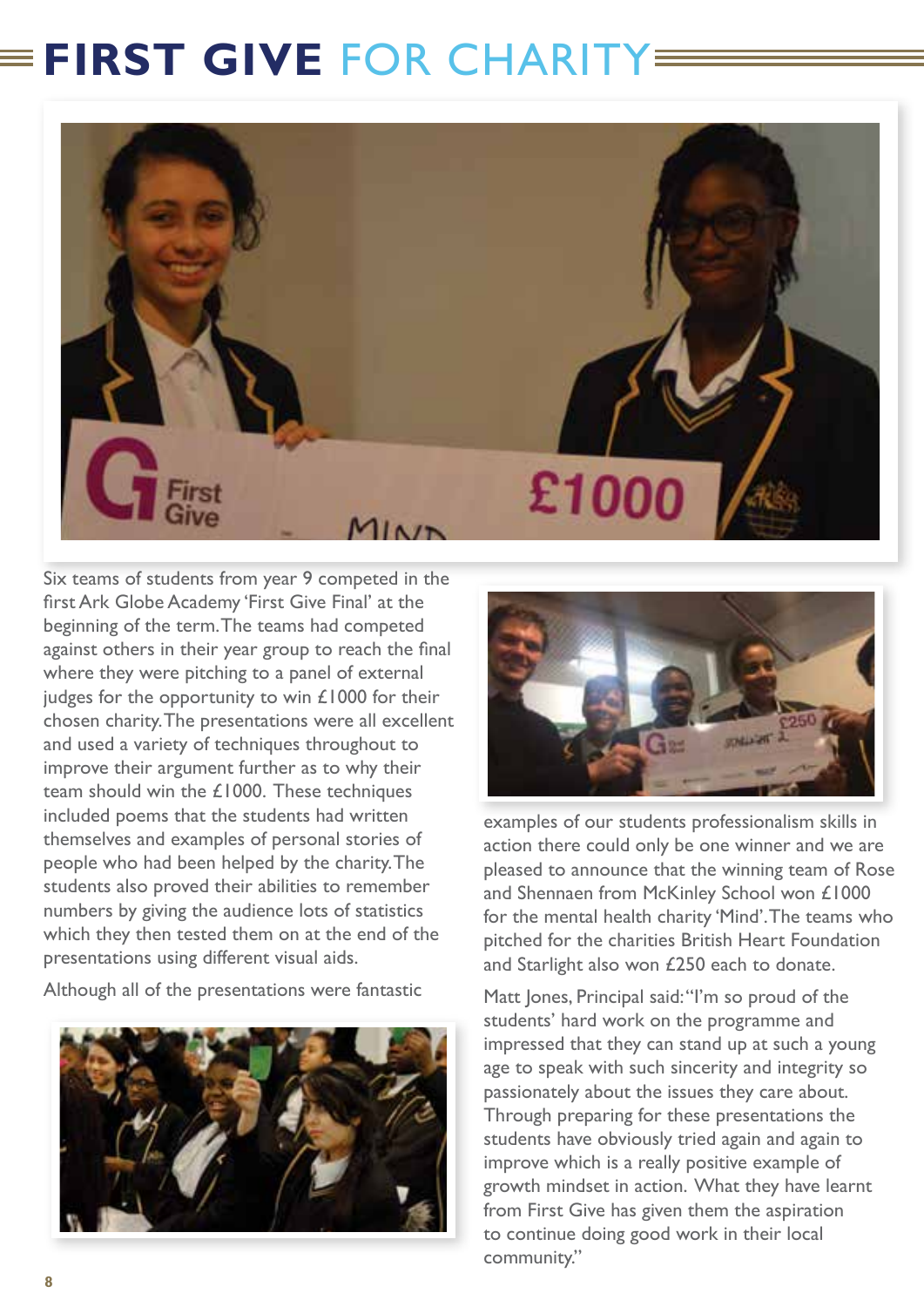# FIRST GIVE FOR CHARITY

Six teams of students from year 9 competed in the first Ark Globe Academy 'First Give Final' at the beginning of the term. The teams had competed against others in their year group to reach the final where they were pitching to a panel of external judges for the opportunity to win £1000 for their chosen charity. The presentations were all excellent and used a variety of techniques throughout to improve their argument further as to why their team should win the £1000. These techniques included poems that the students had written themselves and examples of personal stories of people who had been helped by the charity. The students also proved their abilities to remember numbers by giving the audience lots of statistics which they then tested them on at the end of the presentations using different visual aids.

Although all of the presentations were fantastic examples of our students professionalism skills in action there could only be one winner and we are pleased to announce that the winning team of Rose and Shennaen from McKinley School won £1000 for the mental health charity 'Mind'. The teams who pitched for the charities British Heart Foundation and Starlight also won £250 each to donate.

Matt Jones, Principal said: "I'm so proud of the students' hard work on the programme and impressed that they can stand up at such a young age to speak with such sincerity and integrity so passionately about the issues they care about. Through preparing for these presentations the students have obviously tried again and again to improve which is a really positive example of growth mindset in action. What they have learnt from First Give has given them the aspiration to continue doing good work in their local community."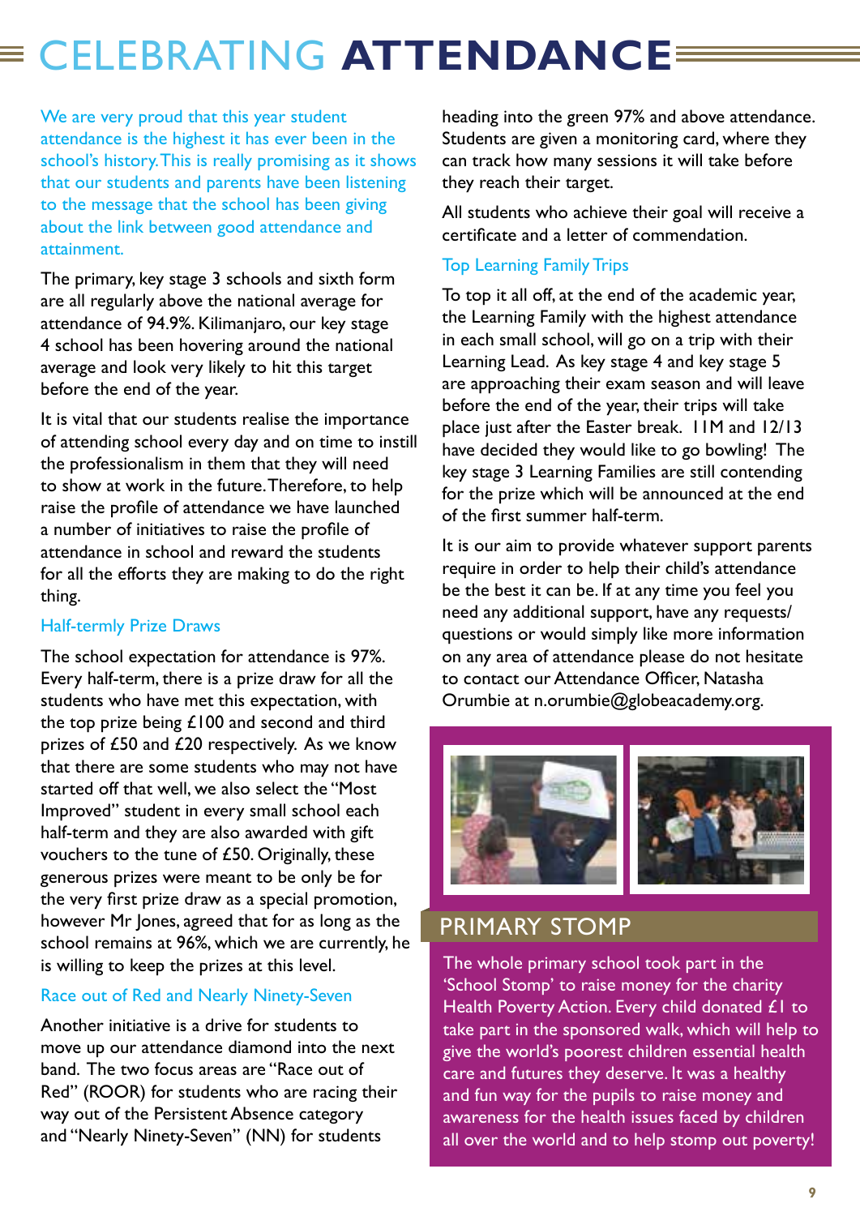# CELEBRATING ATTENDANCE

We are very proud that this year student attendance is the highest it has ever been in the school's history. This is really promising as it shows that our students and parents have been listening to the message that the school has been giving about the link between good attendance and attainment.

The primary, key stage 3 schools and sixth form are all regularly above the national average for attendance of 94.9%. Kilimanjaro, our key stage 4 school has been hovering around the national average and look very likely to hit this target before the end of the year.

It is vital that our students realise the importance of attending school every day and on time to instill the professionalism in them that they will need to show at work in the future. Therefore, to help raise the profile of attendance we have launched a number of initiatives to raise the profile of attendance in school and reward the students for all the efforts they are making to do the right thing.

## Half-termly Prize Draws

The school expectation for attendance is 97%. Every half-term, there is a prize draw for all the students who have met this expectation, with the top prize being £100 and second and third prizes of £50 and £20 respectively. As we know that there are some students who may not have started off that well, we also select the "Most Improved" student in every small school each half-term and they are also awarded with gift vouchers to the tune of £50. Originally, these generous prizes were meant to be only be for the very first prize draw as a special promotion, however Mr Jones, agreed that for as long as the school remains at 96%, which we are currently, he is willing to keep the prizes at this level.

## Race out of Red and Nearly Ninety-Seven

Another initiative is a drive for students to move up our attendance diamond into the next band. The two focus areas are "Race out of Red" (ROOR) for students who are racing their way out of the Persistent Absence category and "Nearly Ninety-Seven" (NN) for students heading into the green 97% and above attendance. Students are given a monitoring card, where they can track how many sessions it will take before they reach their target.

All students who achieve their goal will receive a certificate and a letter of commendation.

## Top Learning Family Trips

To top it all off, at the end of the academic year, the Learning Family with the highest attendance in each small school, will go on a trip with their Learning Lead. As key stage 4 and key stage 5 are approaching their exam season and will leave before the end of the year, their trips will take place just after the Easter break. 11M and 12/13 have decided they would like to go bowling! The key stage 3 Learning Families are still contending for the prize which will be announced at the end of the first summer half-term.

It is our aim to provide whatever support parents require in order to help their child's attendance be the best it can be. If at any time you feel you need any additional support, have any requests/ questions or would simply like more information on any area of attendance please do not hesitate to contact our Attendance Officer, Natasha Orumbie at n.orumbie@globeacademy.org.

## PRIMARY STOMP

The whole primary school took part in the 'School Stomp' to raise money for the charity Health Poverty Action. Every child donated £1 to take part in the sponsored walk, which will help to give the world's poorest children essential health care and futures they deserve. It was a healthy and fun way for the pupils to raise money and awareness for the health issues faced by children all over the world and to help stomp out poverty!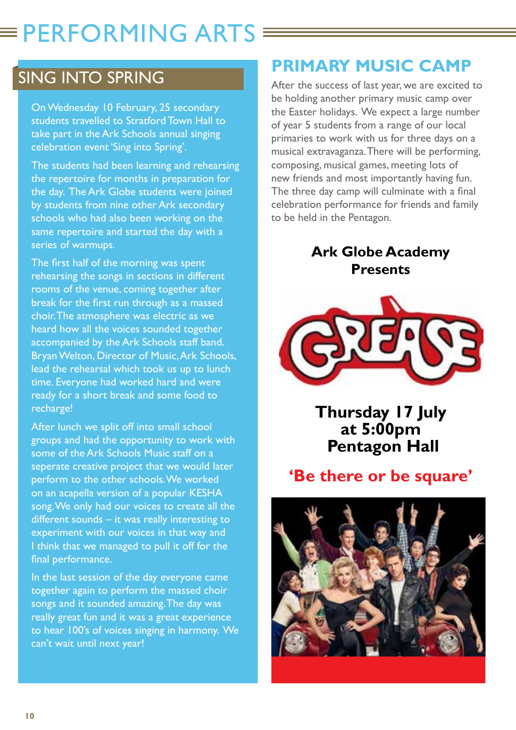# PERFORMING ARTS

## SING INTO SPRING

On Wednesday 10 February, 25 secondary students travelled to Stratford Town Hall to take part in the Ark Schools annual singing celebration event 'Sing into Spring'.

The students had been learning and rehearsing the repertoire for months in preparation for the day. The Ark Globe students were joined by students from nine other Ark secondary schools who had also been working on the same repertoire and started the day with a series of warmups.

The first half of the morning was spent rehearsing the songs in sections in different rooms of the venue, coming together after break for the first run through as a massed choir. The atmosphere was electric as we heard how all the voices sounded together accompanied by the Ark Schools staff band. Bryan Welton, Director of Music, Ark Schools, lead the rehearsal which took us up to lunch time. Everyone had worked hard and were ready for a short break and some food to recharge!

After lunch we split off into small school groups and had the opportunity to work with some of the Ark Schools Music staff on a seperate creative project that we would later perform to the other schools. We worked on an acapella version of a popular KESHA song. We only had our voices to create all the different sounds – it was really interesting to experiment with our voices in that way and I think that we managed to pull it off for the final performance.

In the last session of the day everyone came together again to perform the massed choir songs and it sounded amazing. The day was really great fun and it was a great experience to hear 100's of voices singing in harmony. We can't wait until next year!

## PRIMARY MUSIC CAMP

After the success of last year, we are excited to be holding another primary music camp over the Easter holidays. We expect a large number of year 5 students from a range of our local primaries to work with us for three days on a musical extravaganza. There will be performing, composing, musical games, meeting lots of new friends and most importantly having fun. The three day camp will culminate with a final celebration performance for friends and family to be held in the Pentagon.

**Ark Globe Academy Presents**

GREASE

**Thursday 17 July at 5:00pm Pentagon Hall**

**'Be there or be square'**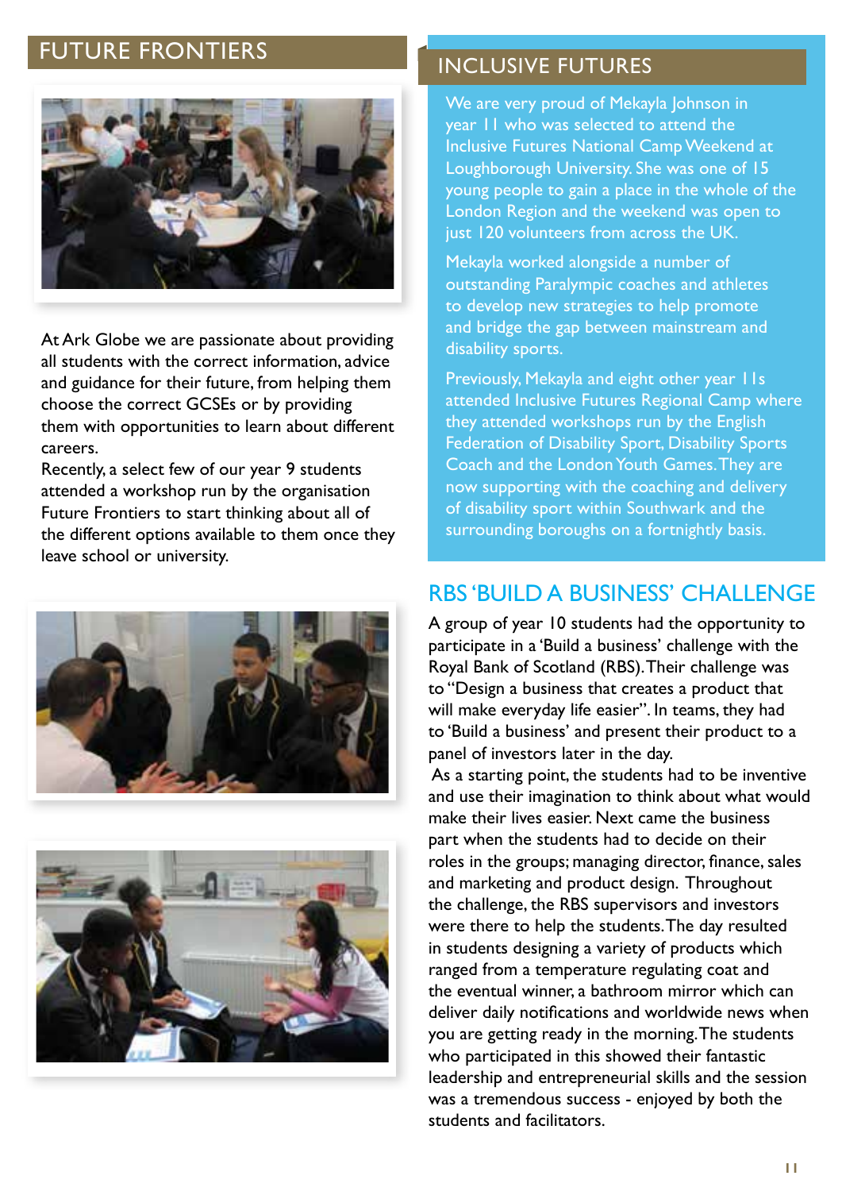## FUTURE FRONTIERS

At Ark Globe we are passionate about providing all students with the correct information, advice and guidance for their future, from helping them choose the correct GCSEs or by providing them with opportunities to learn about different careers.
Recently, a select few of our year 9 students attended a workshop run by the organisation Future Frontiers to start thinking about all of the different options available to them once they leave school or university.

## INCLUSIVE FUTURES

We are very proud of Mekayla Johnson in year 11 who was selected to attend the Inclusive Futures National Camp Weekend at Loughborough University. She was one of 15 young people to gain a place in the whole of the London Region and the weekend was open to just 120 volunteers from across the UK.

Mekayla worked alongside a number of outstanding Paralympic coaches and athletes to develop new strategies to help promote and bridge the gap between mainstream and disability sports.

Previously, Mekayla and eight other year 11s attended Inclusive Futures Regional Camp where they attended workshops run by the English Federation of Disability Sport, Disability Sports Coach and the London Youth Games. They are now supporting with the coaching and delivery of disability sport within Southwark and the surrounding boroughs on a fortnightly basis.

## RBS 'BUILD A BUSINESS' CHALLENGE

A group of year 10 students had the opportunity to participate in a 'Build a business' challenge with the Royal Bank of Scotland (RBS). Their challenge was to "Design a business that creates a product that will make everyday life easier". In teams, they had to 'Build a business' and present their product to a panel of investors later in the day.

As a starting point, the students had to be inventive and use their imagination to think about what would make their lives easier. Next came the business part when the students had to decide on their roles in the groups; managing director, finance, sales and marketing and product design. Throughout the challenge, the RBS supervisors and investors were there to help the students. The day resulted in students designing a variety of products which ranged from a temperature regulating coat and the eventual winner, a bathroom mirror which can deliver daily notifications and worldwide news when you are getting ready in the morning. The students who participated in this showed their fantastic leadership and entrepreneurial skills and the session was a tremendous success - enjoyed by both the students and facilitators.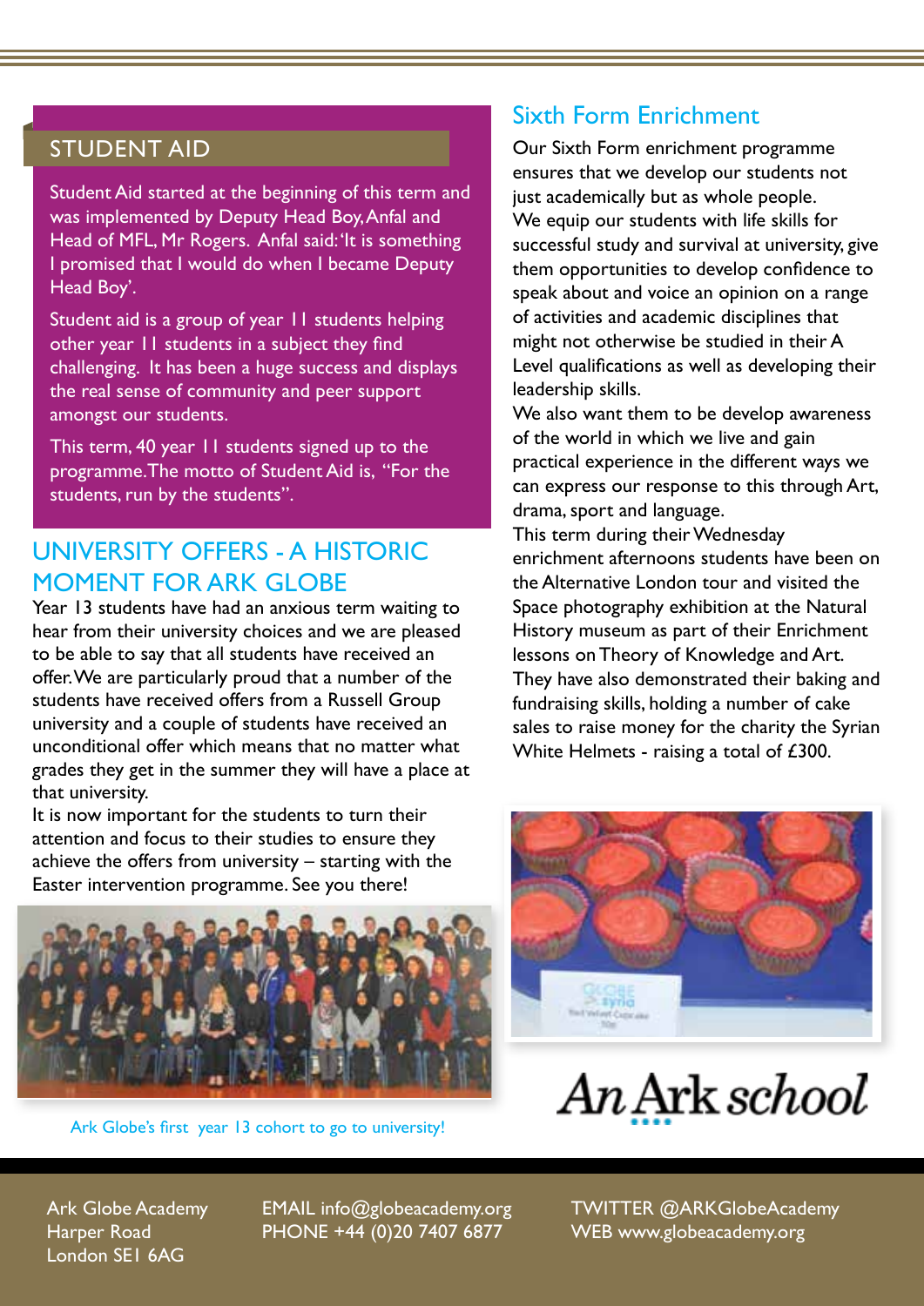## STUDENT AID

Student Aid started at the beginning of this term and was implemented by Deputy Head Boy, Anfal and Head of MFL, Mr Rogers. Anfal said: 'It is something I promised that I would do when I became Deputy Head Boy'.

Student aid is a group of year 11 students helping other year 11 students in a subject they find challenging. It has been a huge success and displays the real sense of community and peer support amongst our students.

This term, 40 year 11 students signed up to the programme. The motto of Student Aid is, "For the students, run by the students".

## UNIVERSITY OFFERS - A HISTORIC MOMENT FOR ARK GLOBE

Year 13 students have had an anxious term waiting to hear from their university choices and we are pleased to be able to say that all students have received an offer. We are particularly proud that a number of the students have received offers from a Russell Group university and a couple of students have received an unconditional offer which means that no matter what grades they get in the summer they will have a place at that university.

It is now important for the students to turn their attention and focus to their studies to ensure they achieve the offers from university – starting with the Easter intervention programme. See you there!

Ark Globe's first year 13 cohort to go to university!

## Sixth Form Enrichment

Our Sixth Form enrichment programme ensures that we develop our students not just academically but as whole people.

We equip our students with life skills for successful study and survival at university, give them opportunities to develop confidence to speak about and voice an opinion on a range of activities and academic disciplines that might not otherwise be studied in their A Level qualifications as well as developing their leadership skills.

We also want them to be develop awareness of the world in which we live and gain practical experience in the different ways we can express our response to this through Art, drama, sport and language.

This term during their Wednesday enrichment afternoons students have been on the Alternative London tour and visited the Space photography exhibition at the Natural History museum as part of their Enrichment lessons on Theory of Knowledge and Art.

They have also demonstrated their baking and fundraising skills, holding a number of cake sales to raise money for the charity the Syrian White Helmets - raising a total of £300.

An Ark school

Ark Globe Academy
Harper Road
London SE1 6AG

EMAIL info@globeacademy.org
PHONE +44 (0)20 7407 6877

TWITTER @ARKGlobeAcademy
WEB www.globeacademy.org